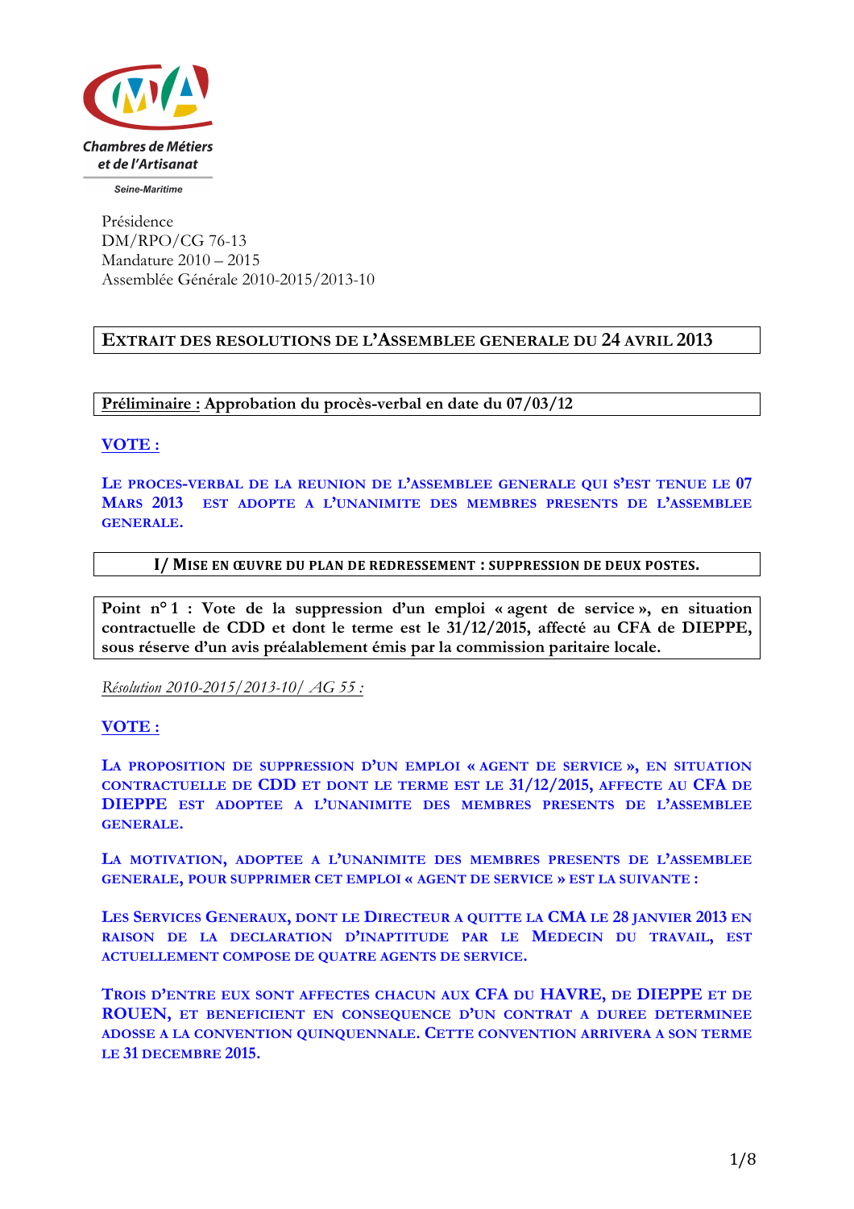Chambres de Métiers et de l'Artisanat

Seine-Maritime

Présidence
DM/RPO/CG 76-13
Mandature 2010 – 2015
Assemblée Générale 2010-2015/2013-10

# EXTRAIT DES RESOLUTIONS DE L'ASSEMBLEE GENERALE DU 24 AVRIL 2013

**Préliminaire : Approbation du procès-verbal en date du 07/03/12**

**VOTE :**

**LE PROCES-VERBAL DE LA REUNION DE L'ASSEMBLEE GENERALE QUI S'EST TENUE LE 07 MARS 2013 EST ADOPTE A L'UNANIMITE DES MEMBRES PRESENTS DE L'ASSEMBLEE GENERALE.**

## I/ MISE EN ŒUVRE DU PLAN DE REDRESSEMENT : SUPPRESSION DE DEUX POSTES.

**Point n° 1 : Vote de la suppression d'un emploi « agent de service », en situation contractuelle de CDD et dont le terme est le 31/12/2015, affecté au CFA de DIEPPE, sous réserve d'un avis préalablement émis par la commission paritaire locale.**

*Résolution 2010-2015/2013-10/ AG 55 :*

**VOTE :**

**LA PROPOSITION DE SUPPRESSION D'UN EMPLOI « AGENT DE SERVICE », EN SITUATION CONTRACTUELLE DE CDD ET DONT LE TERME EST LE 31/12/2015, AFFECTE AU CFA DE DIEPPE EST ADOPTEE A L'UNANIMITE DES MEMBRES PRESENTS DE L'ASSEMBLEE GENERALE.**

**LA MOTIVATION, ADOPTEE A L'UNANIMITE DES MEMBRES PRESENTS DE L'ASSEMBLEE GENERALE, POUR SUPPRIMER CET EMPLOI « AGENT DE SERVICE » EST LA SUIVANTE :**

**LES SERVICES GENERAUX, DONT LE DIRECTEUR A QUITTE LA CMA LE 28 JANVIER 2013 EN RAISON DE LA DECLARATION D'INAPTITUDE PAR LE MEDECIN DU TRAVAIL, EST ACTUELLEMENT COMPOSE DE QUATRE AGENTS DE SERVICE.**

**TROIS D'ENTRE EUX SONT AFFECTES CHACUN AUX CFA DU HAVRE, DE DIEPPE ET DE ROUEN, ET BENEFICIENT EN CONSEQUENCE D'UN CONTRAT A DUREE DETERMINEE ADOSSE A LA CONVENTION QUINQUENNALE. CETTE CONVENTION ARRIVERA A SON TERME LE 31 DECEMBRE 2015.**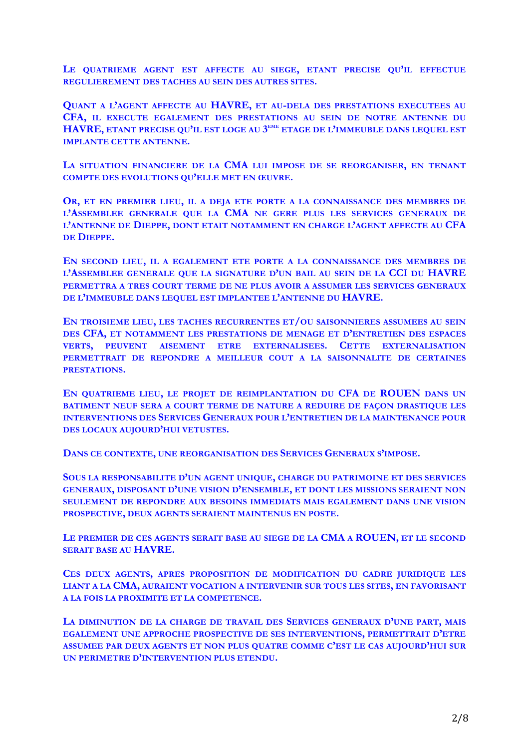**LE QUATRIEME AGENT EST AFFECTE AU SIEGE, ETANT PRECISE QU'IL EFFECTUE REGULIEREMENT DES TACHES AU SEIN DES AUTRES SITES.**

**QUANT A L'AGENT AFFECTE AU HAVRE, ET AU-DELA DES PRESTATIONS EXECUTEES AU CFA, IL EXECUTE EGALEMENT DES PRESTATIONS AU SEIN DE NOTRE ANTENNE DU HAVRE, ETANT PRECISE QU'IL EST LOGE AU 3EME ETAGE DE L'IMMEUBLE DANS LEQUEL EST IMPLANTE CETTE ANTENNE.**

**LA SITUATION FINANCIERE DE LA CMA LUI IMPOSE DE SE REORGANISER, EN TENANT COMPTE DES EVOLUTIONS QU'ELLE MET EN ŒUVRE.**

**OR, ET EN PREMIER LIEU, IL A DEJA ETE PORTE A LA CONNAISSANCE DES MEMBRES DE L'ASSEMBLEE GENERALE QUE LA CMA NE GERE PLUS LES SERVICES GENERAUX DE L'ANTENNE DE DIEPPE, DONT ETAIT NOTAMMENT EN CHARGE L'AGENT AFFECTE AU CFA DE DIEPPE.**

**EN SECOND LIEU, IL A EGALEMENT ETE PORTE A LA CONNAISSANCE DES MEMBRES DE L'ASSEMBLEE GENERALE QUE LA SIGNATURE D'UN BAIL AU SEIN DE LA CCI DU HAVRE PERMETTRA A TRES COURT TERME DE NE PLUS AVOIR A ASSUMER LES SERVICES GENERAUX DE L'IMMEUBLE DANS LEQUEL EST IMPLANTEE L'ANTENNE DU HAVRE.**

**EN TROISIEME LIEU, LES TACHES RECURRENTES ET/OU SAISONNIERES ASSUMEES AU SEIN DES CFA, ET NOTAMMENT LES PRESTATIONS DE MENAGE ET D'ENTRETIEN DES ESPACES VERTS, PEUVENT AISEMENT ETRE EXTERNALISEES. CETTE EXTERNALISATION PERMETTRAIT DE REPONDRE A MEILLEUR COUT A LA SAISONNALITE DE CERTAINES PRESTATIONS.**

**EN QUATRIEME LIEU, LE PROJET DE REIMPLANTATION DU CFA DE ROUEN DANS UN BATIMENT NEUF SERA A COURT TERME DE NATURE A REDUIRE DE FAÇON DRASTIQUE LES INTERVENTIONS DES SERVICES GENERAUX POUR L'ENTRETIEN DE LA MAINTENANCE POUR DES LOCAUX AUJOURD'HUI VETUSTES.**

**DANS CE CONTEXTE, UNE REORGANISATION DES SERVICES GENERAUX S'IMPOSE.**

**SOUS LA RESPONSABILITE D'UN AGENT UNIQUE, CHARGE DU PATRIMOINE ET DES SERVICES GENERAUX, DISPOSANT D'UNE VISION D'ENSEMBLE, ET DONT LES MISSIONS SERAIENT NON SEULEMENT DE REPONDRE AUX BESOINS IMMEDIATS MAIS EGALEMENT DANS UNE VISION PROSPECTIVE, DEUX AGENTS SERAIENT MAINTENUS EN POSTE.**

**LE PREMIER DE CES AGENTS SERAIT BASE AU SIEGE DE LA CMA A ROUEN, ET LE SECOND SERAIT BASE AU HAVRE.**

**CES DEUX AGENTS, APRES PROPOSITION DE MODIFICATION DU CADRE JURIDIQUE LES LIANT A LA CMA, AURAIENT VOCATION A INTERVENIR SUR TOUS LES SITES, EN FAVORISANT A LA FOIS LA PROXIMITE ET LA COMPETENCE.**

**LA DIMINUTION DE LA CHARGE DE TRAVAIL DES SERVICES GENERAUX D'UNE PART, MAIS EGALEMENT UNE APPROCHE PROSPECTIVE DE SES INTERVENTIONS, PERMETTRAIT D'ETRE ASSUMEE PAR DEUX AGENTS ET NON PLUS QUATRE COMME C'EST LE CAS AUJOURD'HUI SUR UN PERIMETRE D'INTERVENTION PLUS ETENDU.**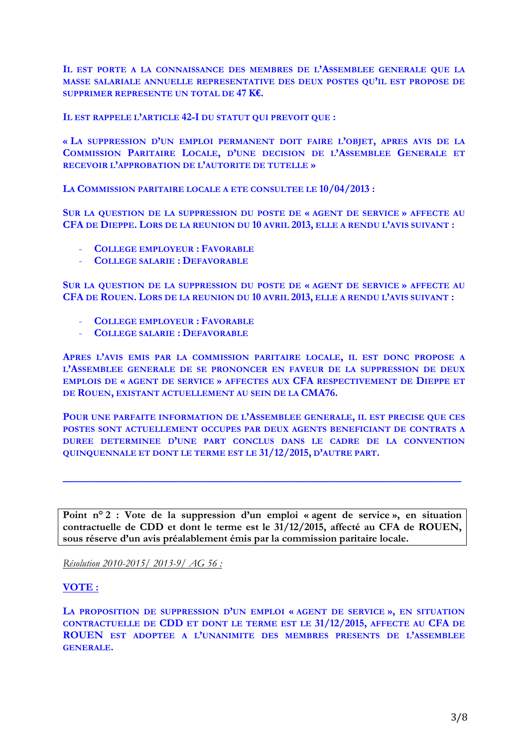Il est porte a la connaissance des membres de l'Assemblee generale que la masse salariale annuelle representative des deux postes qu'il est propose de supprimer represente un total de 47 K€.

Il est rappele l'article 42-I du statut qui prevoit que :

« La suppression d'un emploi permanent doit faire l'objet, apres avis de la Commission Paritaire Locale, d'une decision de l'Assemblee Generale et recevoir l'approbation de l'autorite de tutelle »

La Commission paritaire locale a ete consultee le 10/04/2013 :

Sur la question de la suppression du poste de « agent de service » affecte au CFA de Dieppe. Lors de la reunion du 10 avril 2013, elle a rendu l'avis suivant :

- College employeur : Favorable
- College salarie : Defavorable

Sur la question de la suppression du poste de « agent de service » affecte au CFA de Rouen. Lors de la reunion du 10 avril 2013, elle a rendu l'avis suivant :

- College employeur : Favorable
- College salarie : Defavorable

Apres l'avis emis par la commission paritaire locale, il est donc propose a l'Assemblee generale de se prononcer en faveur de la suppression de deux emplois de « agent de service » affectes aux CFA respectivement de Dieppe et de Rouen, existant actuellement au sein de la CMA76.

Pour une parfaite information de l'Assemblee generale, il est precise que ces postes sont actuellement occupes par deux agents beneficiant de contrats a duree determinee d'une part conclus dans le cadre de la convention quinquennale et dont le terme est le 31/12/2015, d'autre part.

---

**Point n° 2 : Vote de la suppression d'un emploi « agent de service », en situation contractuelle de CDD et dont le terme est le 31/12/2015, affecté au CFA de ROUEN, sous réserve d'un avis préalablement émis par la commission paritaire locale.**

*Résolution 2010-2015/ 2013-9/ AG 56 :*

**VOTE :**

La proposition de suppression d'un emploi « agent de service », en situation contractuelle de CDD et dont le terme est le 31/12/2015, affecte au CFA de ROUEN est adoptee a l'unanimite des membres presents de l'Assemblee generale.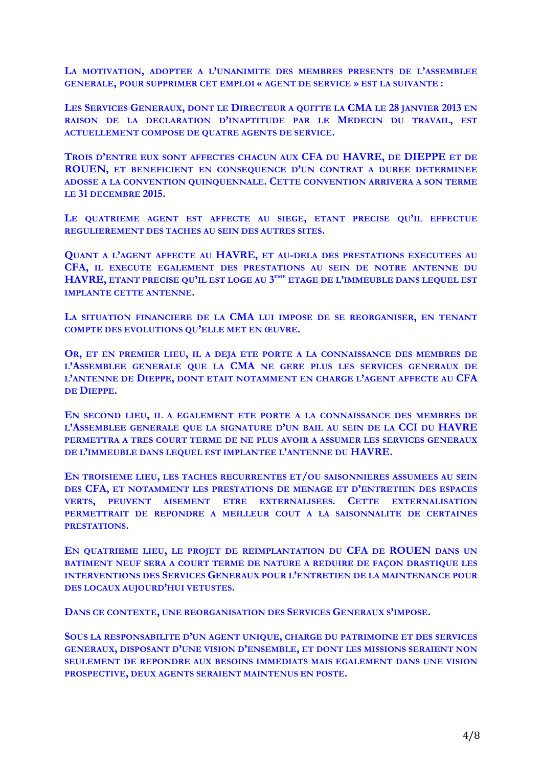**LA MOTIVATION, ADOPTEE A L'UNANIMITE DES MEMBRES PRESENTS DE L'ASSEMBLEE GENERALE, POUR SUPPRIMER CET EMPLOI « AGENT DE SERVICE » EST LA SUIVANTE :**

**LES SERVICES GENERAUX, DONT LE DIRECTEUR A QUITTE LA CMA LE 28 JANVIER 2013 EN RAISON DE LA DECLARATION D'INAPTITUDE PAR LE MEDECIN DU TRAVAIL, EST ACTUELLEMENT COMPOSE DE QUATRE AGENTS DE SERVICE.**

**TROIS D'ENTRE EUX SONT AFFECTES CHACUN AUX CFA DU HAVRE, DE DIEPPE ET DE ROUEN, ET BENEFICIENT EN CONSEQUENCE D'UN CONTRAT A DUREE DETERMINEE ADOSSE A LA CONVENTION QUINQUENNALE. CETTE CONVENTION ARRIVERA A SON TERME LE 31 DECEMBRE 2015.**

**LE QUATRIEME AGENT EST AFFECTE AU SIEGE, ETANT PRECISE QU'IL EFFECTUE REGULIEREMENT DES TACHES AU SEIN DES AUTRES SITES.**

**QUANT A L'AGENT AFFECTE AU HAVRE, ET AU-DELA DES PRESTATIONS EXECUTEES AU CFA, IL EXECUTE EGALEMENT DES PRESTATIONS AU SEIN DE NOTRE ANTENNE DU HAVRE, ETANT PRECISE QU'IL EST LOGE AU 3EME ETAGE DE L'IMMEUBLE DANS LEQUEL EST IMPLANTE CETTE ANTENNE.**

**LA SITUATION FINANCIERE DE LA CMA LUI IMPOSE DE SE REORGANISER, EN TENANT COMPTE DES EVOLUTIONS QU'ELLE MET EN ŒUVRE.**

**OR, ET EN PREMIER LIEU, IL A DEJA ETE PORTE A LA CONNAISSANCE DES MEMBRES DE L'ASSEMBLEE GENERALE QUE LA CMA NE GERE PLUS LES SERVICES GENERAUX DE L'ANTENNE DE DIEPPE, DONT ETAIT NOTAMMENT EN CHARGE L'AGENT AFFECTE AU CFA DE DIEPPE.**

**EN SECOND LIEU, IL A EGALEMENT ETE PORTE A LA CONNAISSANCE DES MEMBRES DE L'ASSEMBLEE GENERALE QUE LA SIGNATURE D'UN BAIL AU SEIN DE LA CCI DU HAVRE PERMETTRA A TRES COURT TERME DE NE PLUS AVOIR A ASSUMER LES SERVICES GENERAUX DE L'IMMEUBLE DANS LEQUEL EST IMPLANTEE L'ANTENNE DU HAVRE.**

**EN TROISIEME LIEU, LES TACHES RECURRENTES ET/OU SAISONNIERES ASSUMEES AU SEIN DES CFA, ET NOTAMMENT LES PRESTATIONS DE MENAGE ET D'ENTRETIEN DES ESPACES VERTS, PEUVENT AISEMENT ETRE EXTERNALISEES. CETTE EXTERNALISATION PERMETTRAIT DE REPONDRE A MEILLEUR COUT A LA SAISONNALITE DE CERTAINES PRESTATIONS.**

**EN QUATRIEME LIEU, LE PROJET DE REIMPLANTATION DU CFA DE ROUEN DANS UN BATIMENT NEUF SERA A COURT TERME DE NATURE A REDUIRE DE FAÇON DRASTIQUE LES INTERVENTIONS DES SERVICES GENERAUX POUR L'ENTRETIEN DE LA MAINTENANCE POUR DES LOCAUX AUJOURD'HUI VETUSTES.**

**DANS CE CONTEXTE, UNE REORGANISATION DES SERVICES GENERAUX S'IMPOSE.**

**SOUS LA RESPONSABILITE D'UN AGENT UNIQUE, CHARGE DU PATRIMOINE ET DES SERVICES GENERAUX, DISPOSANT D'UNE VISION D'ENSEMBLE, ET DONT LES MISSIONS SERAIENT NON SEULEMENT DE REPONDRE AUX BESOINS IMMEDIATS MAIS EGALEMENT DANS UNE VISION PROSPECTIVE, DEUX AGENTS SERAIENT MAINTENUS EN POSTE.**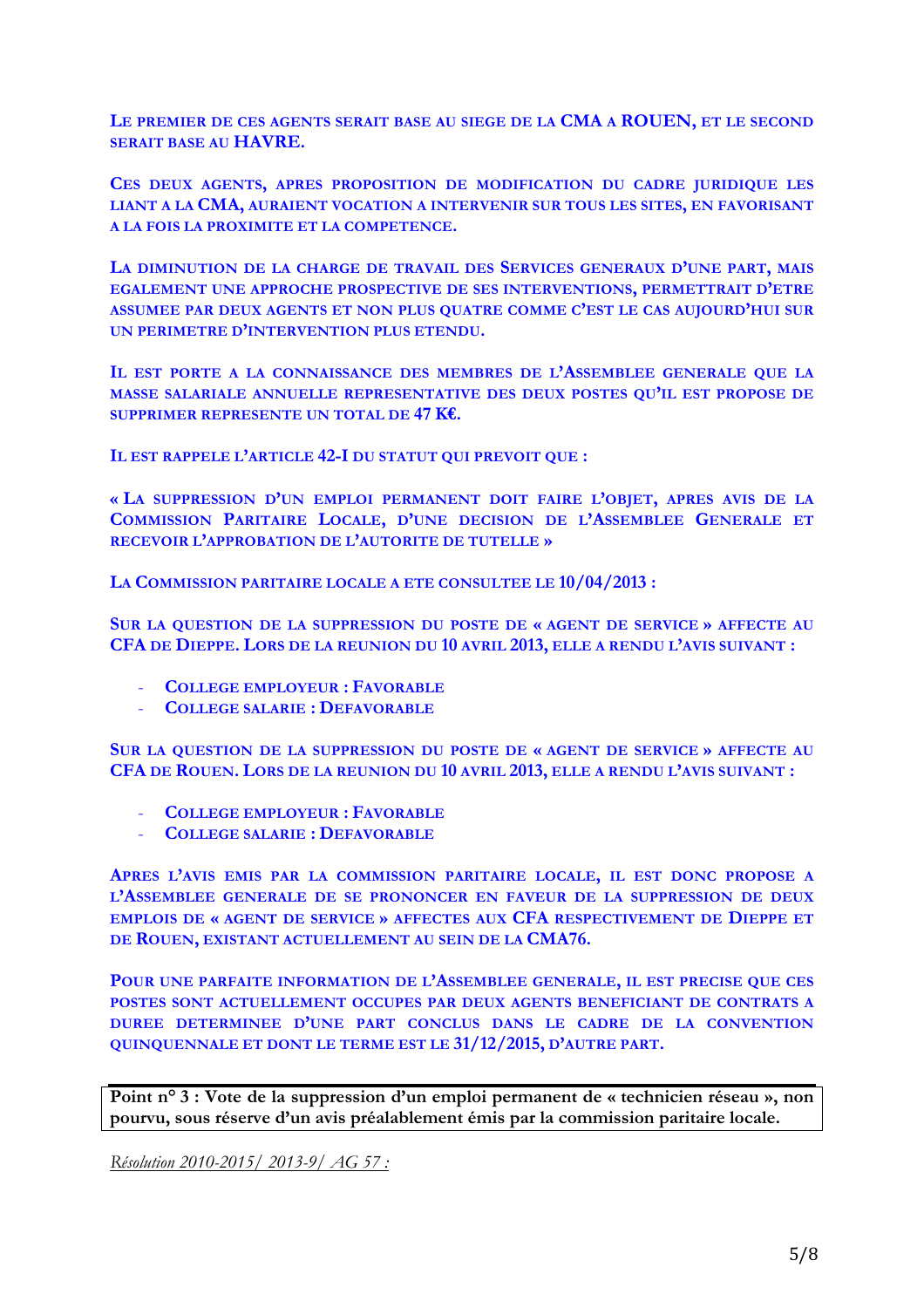LE PREMIER DE CES AGENTS SERAIT BASE AU SIEGE DE LA CMA A ROUEN, ET LE SECOND SERAIT BASE AU HAVRE.

CES DEUX AGENTS, APRES PROPOSITION DE MODIFICATION DU CADRE JURIDIQUE LES LIANT A LA CMA, AURAIENT VOCATION A INTERVENIR SUR TOUS LES SITES, EN FAVORISANT A LA FOIS LA PROXIMITE ET LA COMPETENCE.

LA DIMINUTION DE LA CHARGE DE TRAVAIL DES SERVICES GENERAUX D'UNE PART, MAIS EGALEMENT UNE APPROCHE PROSPECTIVE DE SES INTERVENTIONS, PERMETTRAIT D'ETRE ASSUMEE PAR DEUX AGENTS ET NON PLUS QUATRE COMME C'EST LE CAS AUJOURD'HUI SUR UN PERIMETRE D'INTERVENTION PLUS ETENDU.

IL EST PORTE A LA CONNAISSANCE DES MEMBRES DE L'ASSEMBLEE GENERALE QUE LA MASSE SALARIALE ANNUELLE REPRESENTATIVE DES DEUX POSTES QU'IL EST PROPOSE DE SUPPRIMER REPRESENTE UN TOTAL DE 47 K€.

IL EST RAPPELE L'ARTICLE 42-I DU STATUT QUI PREVOIT QUE :

« LA SUPPRESSION D'UN EMPLOI PERMANENT DOIT FAIRE L'OBJET, APRES AVIS DE LA COMMISSION PARITAIRE LOCALE, D'UNE DECISION DE L'ASSEMBLEE GENERALE ET RECEVOIR L'APPROBATION DE L'AUTORITE DE TUTELLE »

LA COMMISSION PARITAIRE LOCALE A ETE CONSULTEE LE 10/04/2013 :

SUR LA QUESTION DE LA SUPPRESSION DU POSTE DE « AGENT DE SERVICE » AFFECTE AU CFA DE DIEPPE. LORS DE LA REUNION DU 10 AVRIL 2013, ELLE A RENDU L'AVIS SUIVANT :

- COLLEGE EMPLOYEUR : FAVORABLE
- COLLEGE SALARIE : DEFAVORABLE

SUR LA QUESTION DE LA SUPPRESSION DU POSTE DE « AGENT DE SERVICE » AFFECTE AU CFA DE ROUEN. LORS DE LA REUNION DU 10 AVRIL 2013, ELLE A RENDU L'AVIS SUIVANT :

- COLLEGE EMPLOYEUR : FAVORABLE
- COLLEGE SALARIE : DEFAVORABLE

APRES L'AVIS EMIS PAR LA COMMISSION PARITAIRE LOCALE, IL EST DONC PROPOSE A L'ASSEMBLEE GENERALE DE SE PRONONCER EN FAVEUR DE LA SUPPRESSION DE DEUX EMPLOIS DE « AGENT DE SERVICE » AFFECTES AUX CFA RESPECTIVEMENT DE DIEPPE ET DE ROUEN, EXISTANT ACTUELLEMENT AU SEIN DE LA CMA76.

POUR UNE PARFAITE INFORMATION DE L'ASSEMBLEE GENERALE, IL EST PRECISE QUE CES POSTES SONT ACTUELLEMENT OCCUPES PAR DEUX AGENTS BENEFICIANT DE CONTRATS A DUREE DETERMINEE D'UNE PART CONCLUS DANS LE CADRE DE LA CONVENTION QUINQUENNALE ET DONT LE TERME EST LE 31/12/2015, D'AUTRE PART.

**Point n° 3 : Vote de la suppression d'un emploi permanent de « technicien réseau », non pourvu, sous réserve d'un avis préalablement émis par la commission paritaire locale.**

*Résolution 2010-2015/ 2013-9/ AG 57 :*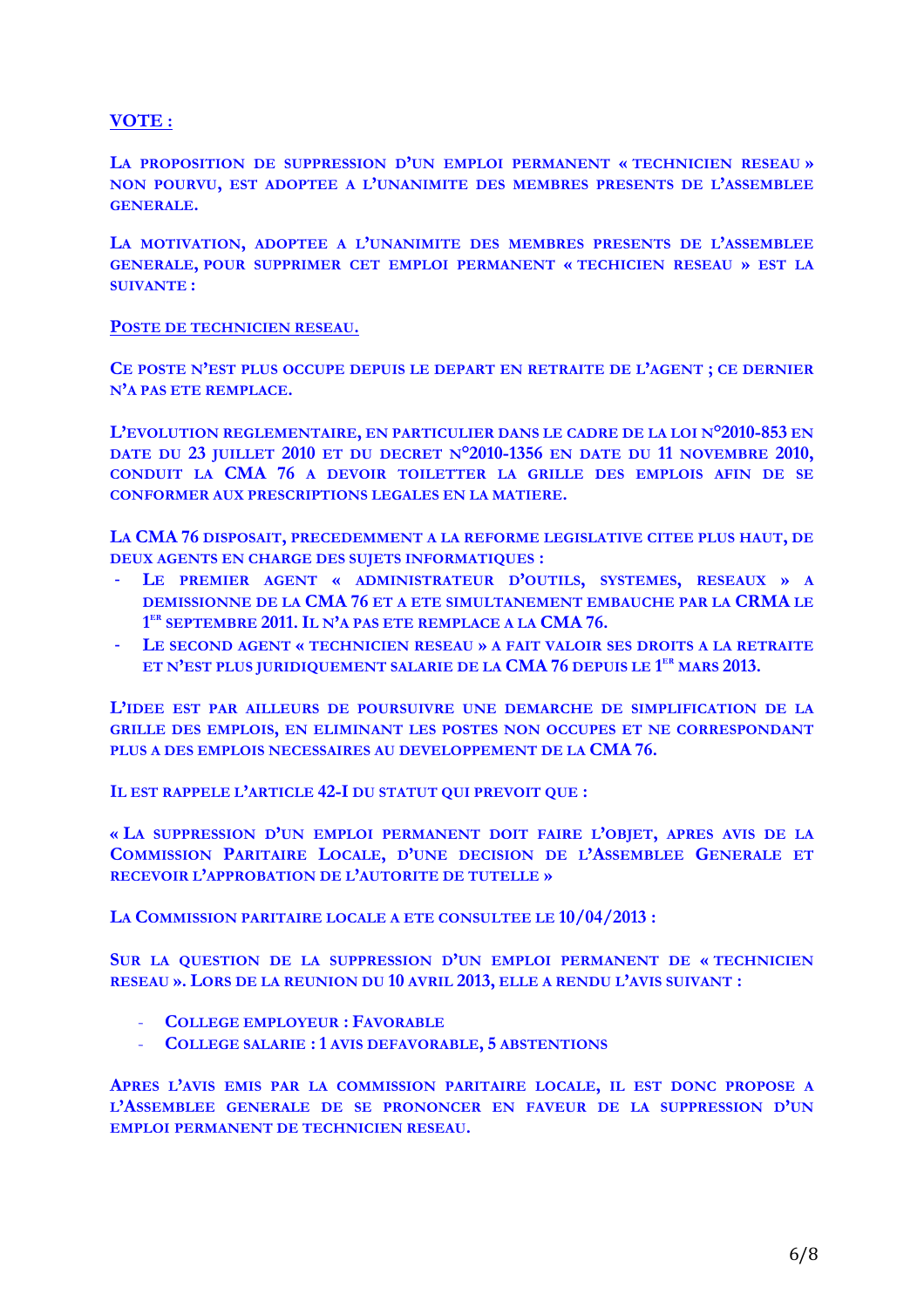**VOTE :**

**LA PROPOSITION DE SUPPRESSION D'UN EMPLOI PERMANENT « TECHNICIEN RESEAU » NON POURVU, EST ADOPTEE A L'UNANIMITE DES MEMBRES PRESENTS DE L'ASSEMBLEE GENERALE.**

**LA MOTIVATION, ADOPTEE A L'UNANIMITE DES MEMBRES PRESENTS DE L'ASSEMBLEE GENERALE, POUR SUPPRIMER CET EMPLOI PERMANENT « TECHICIEN RESEAU » EST LA SUIVANTE :**

**POSTE DE TECHNICIEN RESEAU.**

**CE POSTE N'EST PLUS OCCUPE DEPUIS LE DEPART EN RETRAITE DE L'AGENT ; CE DERNIER N'A PAS ETE REMPLACE.**

**L'EVOLUTION REGLEMENTAIRE, EN PARTICULIER DANS LE CADRE DE LA LOI N°2010-853 EN DATE DU 23 JUILLET 2010 ET DU DECRET N°2010-1356 EN DATE DU 11 NOVEMBRE 2010, CONDUIT LA CMA 76 A DEVOIR TOILETTER LA GRILLE DES EMPLOIS AFIN DE SE CONFORMER AUX PRESCRIPTIONS LEGALES EN LA MATIERE.**

**LA CMA 76 DISPOSAIT, PRECEDEMMENT A LA REFORME LEGISLATIVE CITEE PLUS HAUT, DE DEUX AGENTS EN CHARGE DES SUJETS INFORMATIQUES :**

- **LE PREMIER AGENT « ADMINISTRATEUR D'OUTILS, SYSTEMES, RESEAUX » A DEMISSIONNE DE LA CMA 76 ET A ETE SIMULTANEMENT EMBAUCHE PAR LA CRMA LE 1ER SEPTEMBRE 2011. IL N'A PAS ETE REMPLACE A LA CMA 76.**
- **LE SECOND AGENT « TECHNICIEN RESEAU » A FAIT VALOIR SES DROITS A LA RETRAITE ET N'EST PLUS JURIDIQUEMENT SALARIE DE LA CMA 76 DEPUIS LE 1ER MARS 2013.**

**L'IDEE EST PAR AILLEURS DE POURSUIVRE UNE DEMARCHE DE SIMPLIFICATION DE LA GRILLE DES EMPLOIS, EN ELIMINANT LES POSTES NON OCCUPES ET NE CORRESPONDANT PLUS A DES EMPLOIS NECESSAIRES AU DEVELOPPEMENT DE LA CMA 76.**

**IL EST RAPPELE L'ARTICLE 42-I DU STATUT QUI PREVOIT QUE :**

**« LA SUPPRESSION D'UN EMPLOI PERMANENT DOIT FAIRE L'OBJET, APRES AVIS DE LA COMMISSION PARITAIRE LOCALE, D'UNE DECISION DE L'ASSEMBLEE GENERALE ET RECEVOIR L'APPROBATION DE L'AUTORITE DE TUTELLE »**

**LA COMMISSION PARITAIRE LOCALE A ETE CONSULTEE LE 10/04/2013 :**

**SUR LA QUESTION DE LA SUPPRESSION D'UN EMPLOI PERMANENT DE « TECHNICIEN RESEAU ». LORS DE LA REUNION DU 10 AVRIL 2013, ELLE A RENDU L'AVIS SUIVANT :**

- **COLLEGE EMPLOYEUR : FAVORABLE**
- **COLLEGE SALARIE : 1 AVIS DEFAVORABLE, 5 ABSTENTIONS**

**APRES L'AVIS EMIS PAR LA COMMISSION PARITAIRE LOCALE, IL EST DONC PROPOSE A L'ASSEMBLEE GENERALE DE SE PRONONCER EN FAVEUR DE LA SUPPRESSION D'UN EMPLOI PERMANENT DE TECHNICIEN RESEAU.**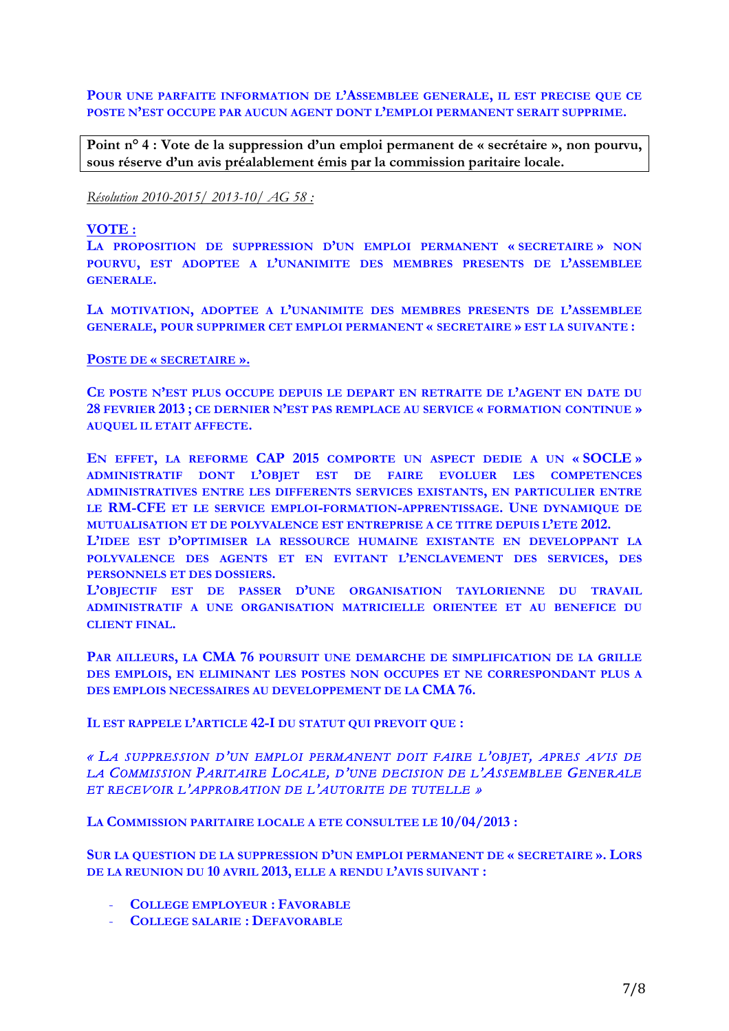**Pour une parfaite information de l'Assemblee generale, il est precise que ce poste n'est occupe par aucun agent dont l'emploi permanent serait supprime.**

**Point n° 4 : Vote de la suppression d'un emploi permanent de « secrétaire », non pourvu, sous réserve d'un avis préalablement émis par la commission paritaire locale.**

*Résolution 2010-2015/ 2013-10/ AG 58 :*

**VOTE :**

**La proposition de suppression d'un emploi permanent « secretaire » non pourvu, est adoptee a l'unanimite des membres presents de l'assemblee generale.**

**La motivation, adoptee a l'unanimite des membres presents de l'assemblee generale, pour supprimer cet emploi permanent « secretaire » est la suivante :**

**Poste de « secretaire ».**

**Ce poste n'est plus occupe depuis le depart en retraite de l'agent en date du 28 fevrier 2013 ; ce dernier n'est pas remplace au service « formation continue » auquel il etait affecte.**

**En effet, la reforme CAP 2015 comporte un aspect dedie a un « SOCLE » administratif dont l'objet est de faire evoluer les competences administratives entre les differents services existants, en particulier entre le RM-CFE et le service emploi-formation-apprentissage. Une dynamique de mutualisation et de polyvalence est entreprise a ce titre depuis l'ete 2012.**
**L'idee est d'optimiser la ressource humaine existante en developpant la polyvalence des agents et en evitant l'enclavement des services, des personnels et des dossiers.**
**L'objectif est de passer d'une organisation taylorienne du travail administratif a une organisation matricielle orientee et au benefice du client final.**

**Par ailleurs, la CMA 76 poursuit une demarche de simplification de la grille des emplois, en eliminant les postes non occupes et ne correspondant plus a des emplois necessaires au developpement de la CMA 76.**

**Il est rappele l'article 42-I du statut qui prevoit que :**

***« La suppression d'un emploi permanent doit faire l'objet, apres avis de la Commission Paritaire Locale, d'une decision de l'Assemblee Generale et recevoir l'approbation de l'autorite de tutelle »***

**La Commission paritaire locale a ete consultee le 10/04/2013 :**

**Sur la question de la suppression d'un emploi permanent de « secretaire ». Lors de la reunion du 10 avril 2013, elle a rendu l'avis suivant :**

- **College employeur : Favorable**
- **College salarie : Defavorable**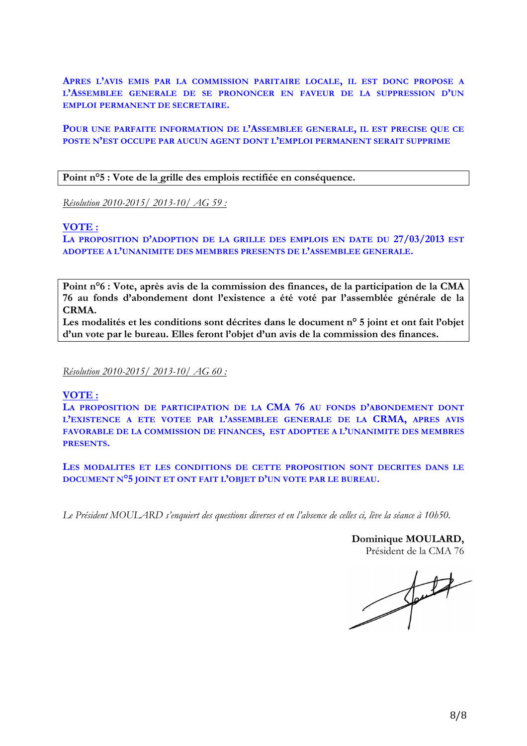**APRES L'AVIS EMIS PAR LA COMMISSION PARITAIRE LOCALE, IL EST DONC PROPOSE A L'ASSEMBLEE GENERALE DE SE PRONONCER EN FAVEUR DE LA SUPPRESSION D'UN EMPLOI PERMANENT DE SECRETAIRE.**

**POUR UNE PARFAITE INFORMATION DE L'ASSEMBLEE GENERALE, IL EST PRECISE QUE CE POSTE N'EST OCCUPE PAR AUCUN AGENT DONT L'EMPLOI PERMANENT SERAIT SUPPRIME**

**Point n°5 : Vote de la grille des emplois rectifiée en conséquence.**

*Résolution 2010-2015/ 2013-10/ AG 59 :*

**VOTE :**

**LA PROPOSITION D'ADOPTION DE LA GRILLE DES EMPLOIS EN DATE DU 27/03/2013 EST ADOPTEE A L'UNANIMITE DES MEMBRES PRESENTS DE L'ASSEMBLEE GENERALE.**

**Point n°6 : Vote, après avis de la commission des finances, de la participation de la CMA 76 au fonds d'abondement dont l'existence a été voté par l'assemblée générale de la CRMA.**
**Les modalités et les conditions sont décrites dans le document n° 5 joint et ont fait l'objet d'un vote par le bureau. Elles feront l'objet d'un avis de la commission des finances.**

*Résolution 2010-2015/ 2013-10/ AG 60 :*

**VOTE :**

**LA PROPOSITION DE PARTICIPATION DE LA CMA 76 AU FONDS D'ABONDEMENT DONT L'EXISTENCE A ETE VOTEE PAR L'ASSEMBLEE GENERALE DE LA CRMA, APRES AVIS FAVORABLE DE LA COMMISSION DE FINANCES, EST ADOPTEE A L'UNANIMITE DES MEMBRES PRESENTS.**

**LES MODALITES ET LES CONDITIONS DE CETTE PROPOSITION SONT DECRITES DANS LE DOCUMENT N°5 JOINT ET ONT FAIT L'OBJET D'UN VOTE PAR LE BUREAU.**

*Le Président MOULARD s'enquiert des questions diverses et en l'absence de celles ci, lève la séance à 10h50.*

**Dominique MOULARD,**
Président de la CMA 76